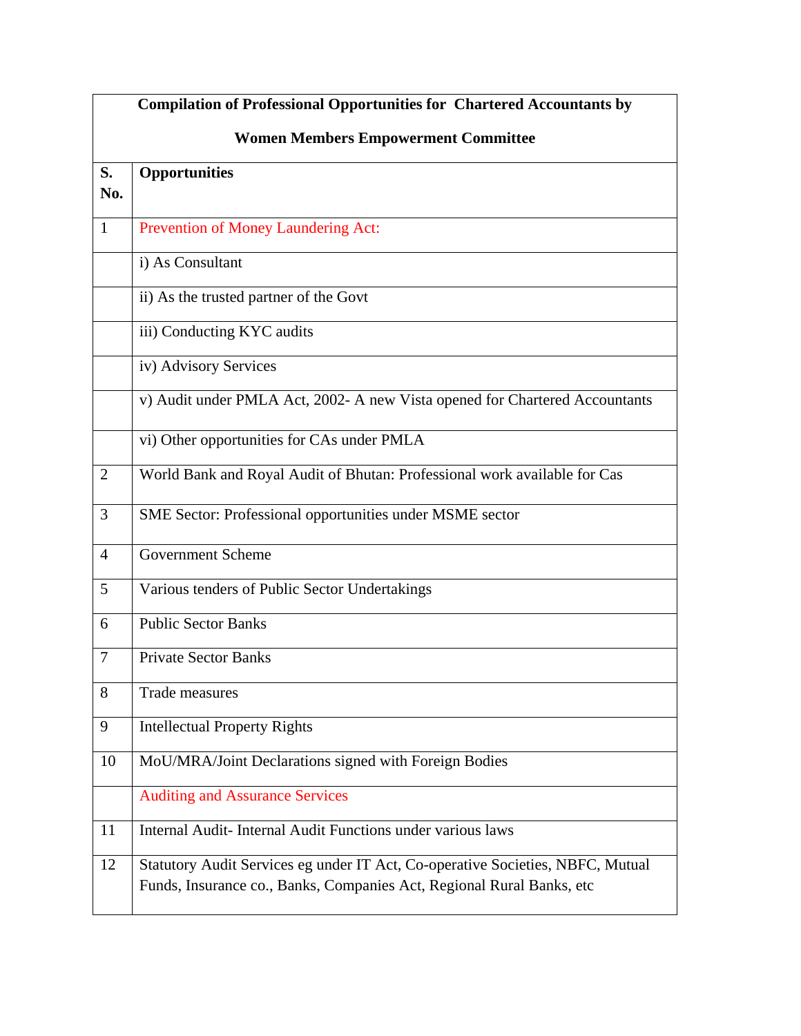| Compilation of Professional Opportunities for Chartered Accountants by Women Members Empowerment Committee | |
|---|---|
| **S. No.** | **Opportunities** |
| 1 | Prevention of Money Laundering Act: |
| | i) As Consultant |
| | ii) As the trusted partner of the Govt |
| | iii) Conducting KYC audits |
| | iv) Advisory Services |
| | v) Audit under PMLA Act, 2002- A new Vista opened for Chartered Accountants |
| | vi) Other opportunities for CAs under PMLA |
| 2 | World Bank and Royal Audit of Bhutan: Professional work available for Cas |
| 3 | SME Sector: Professional opportunities under MSME sector |
| 4 | Government Scheme |
| 5 | Various tenders of Public Sector Undertakings |
| 6 | Public Sector Banks |
| 7 | Private Sector Banks |
| 8 | Trade measures |
| 9 | Intellectual Property Rights |
| 10 | MoU/MRA/Joint Declarations signed with Foreign Bodies |
| | Auditing and Assurance Services |
| 11 | Internal Audit- Internal Audit Functions under various laws |
| 12 | Statutory Audit Services eg under IT Act, Co-operative Societies, NBFC, Mutual Funds, Insurance co., Banks, Companies Act, Regional Rural Banks, etc |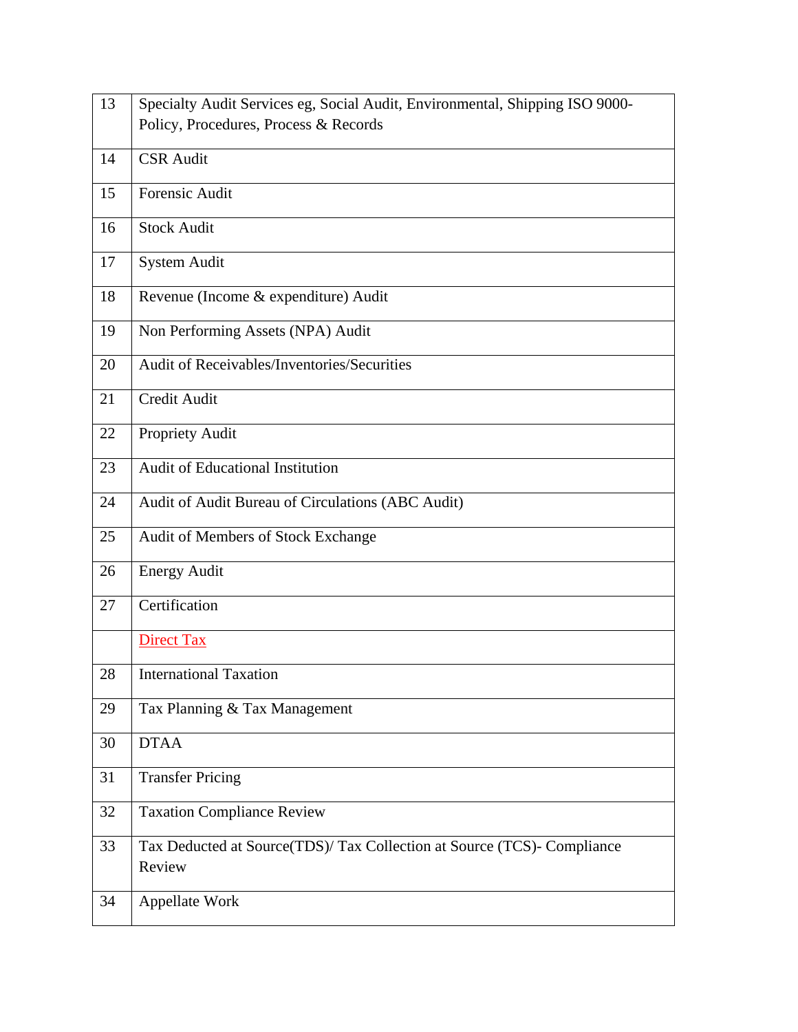| | |
|---|---|
| 13 | Specialty Audit Services eg, Social Audit, Environmental, Shipping ISO 9000- Policy, Procedures, Process & Records |
| 14 | CSR Audit |
| 15 | Forensic Audit |
| 16 | Stock Audit |
| 17 | System Audit |
| 18 | Revenue (Income & expenditure) Audit |
| 19 | Non Performing Assets (NPA) Audit |
| 20 | Audit of Receivables/Inventories/Securities |
| 21 | Credit Audit |
| 22 | Propriety Audit |
| 23 | Audit of Educational Institution |
| 24 | Audit of Audit Bureau of Circulations (ABC Audit) |
| 25 | Audit of Members of Stock Exchange |
| 26 | Energy Audit |
| 27 | Certification |
| | <u>Direct Tax</u> |
| 28 | International Taxation |
| 29 | Tax Planning & Tax Management |
| 30 | DTAA |
| 31 | Transfer Pricing |
| 32 | Taxation Compliance Review |
| 33 | Tax Deducted at Source(TDS)/ Tax Collection at Source (TCS)- Compliance Review |
| 34 | Appellate Work |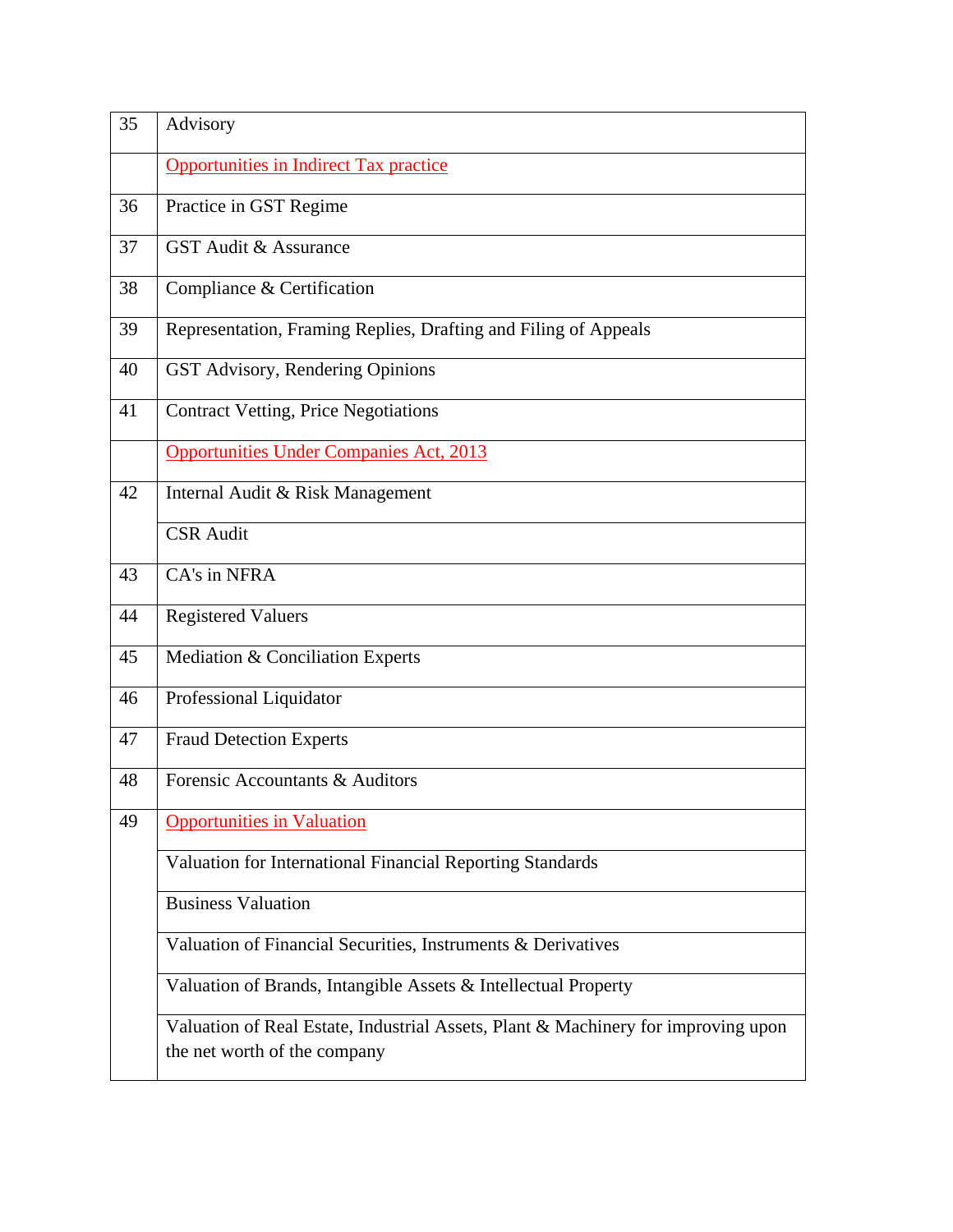| 35 | Advisory |
|---|---|
| | Opportunities in Indirect Tax practice |
| 36 | Practice in GST Regime |
| 37 | GST Audit & Assurance |
| 38 | Compliance & Certification |
| 39 | Representation, Framing Replies, Drafting and Filing of Appeals |
| 40 | GST Advisory, Rendering Opinions |
| 41 | Contract Vetting, Price Negotiations |
| | Opportunities Under Companies Act, 2013 |
| 42 | Internal Audit & Risk Management |
| | CSR Audit |
| 43 | CA's in NFRA |
| 44 | Registered Valuers |
| 45 | Mediation & Conciliation Experts |
| 46 | Professional Liquidator |
| 47 | Fraud Detection Experts |
| 48 | Forensic Accountants & Auditors |
| 49 | Opportunities in Valuation |
| | Valuation for International Financial Reporting Standards |
| | Business Valuation |
| | Valuation of Financial Securities, Instruments & Derivatives |
| | Valuation of Brands, Intangible Assets & Intellectual Property |
| | Valuation of Real Estate, Industrial Assets, Plant & Machinery for improving upon the net worth of the company |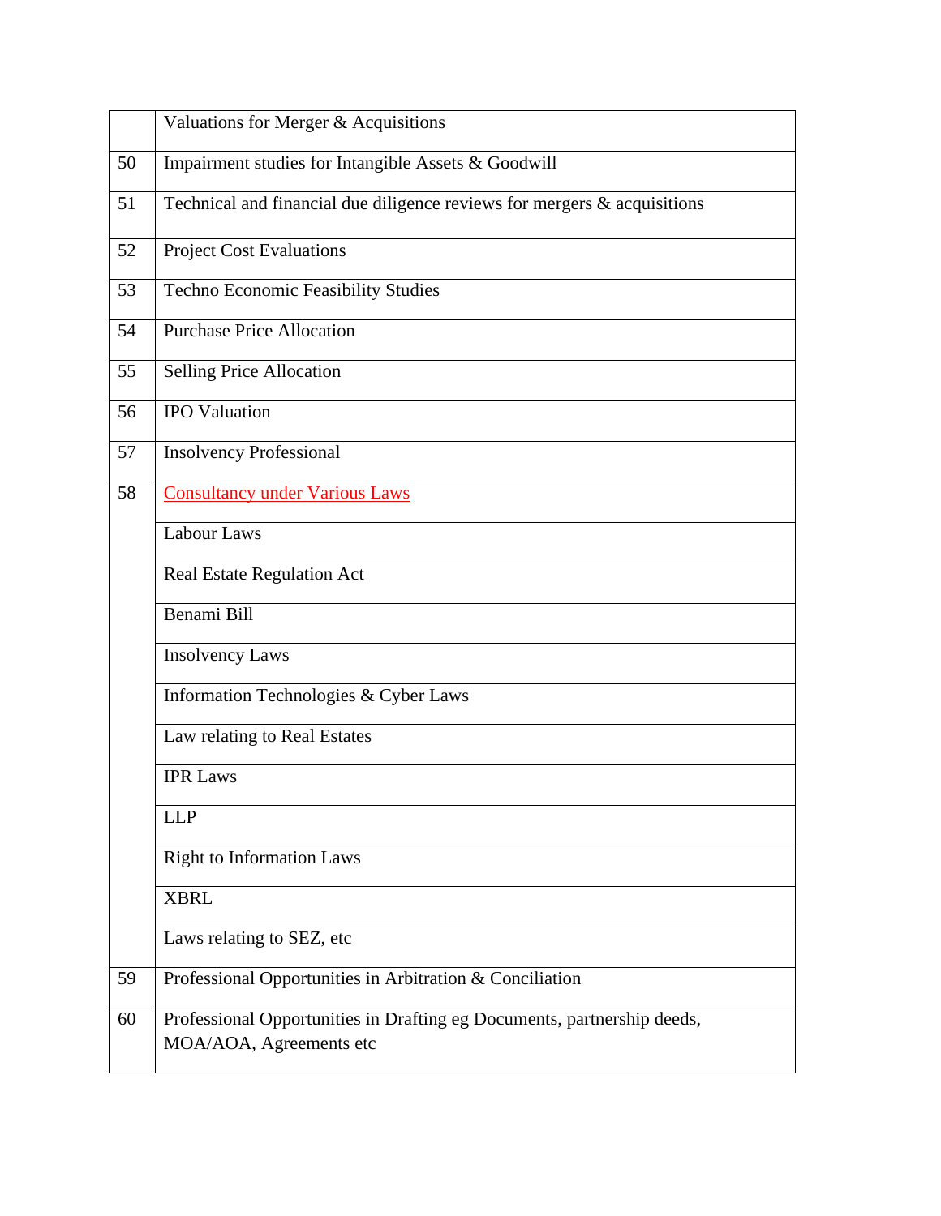|  |  |
|---|---|
|  | Valuations for Merger & Acquisitions |
| 50 | Impairment studies for Intangible Assets & Goodwill |
| 51 | Technical and financial due diligence reviews for mergers & acquisitions |
| 52 | Project Cost Evaluations |
| 53 | Techno Economic Feasibility Studies |
| 54 | Purchase Price Allocation |
| 55 | Selling Price Allocation |
| 56 | IPO Valuation |
| 57 | Insolvency Professional |
| 58 | Consultancy under Various Laws |
|  | Labour Laws |
|  | Real Estate Regulation Act |
|  | Benami Bill |
|  | Insolvency Laws |
|  | Information Technologies & Cyber Laws |
|  | Law relating to Real Estates |
|  | IPR Laws |
|  | LLP |
|  | Right to Information Laws |
|  | XBRL |
|  | Laws relating to SEZ, etc |
| 59 | Professional Opportunities in Arbitration & Conciliation |
| 60 | Professional Opportunities in Drafting eg Documents, partnership deeds, MOA/AOA, Agreements etc |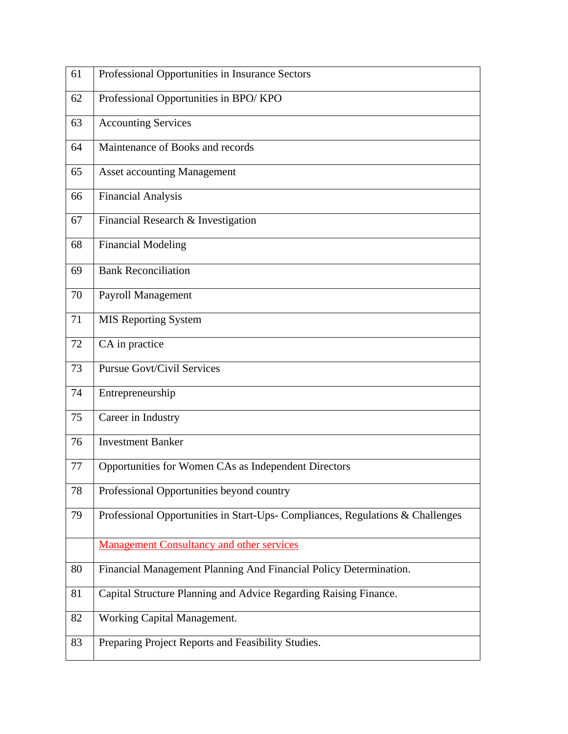| | |
|---|---|
| 61 | Professional Opportunities in Insurance Sectors |
| 62 | Professional Opportunities in BPO/ KPO |
| 63 | Accounting Services |
| 64 | Maintenance of Books and records |
| 65 | Asset accounting Management |
| 66 | Financial Analysis |
| 67 | Financial Research & Investigation |
| 68 | Financial Modeling |
| 69 | Bank Reconciliation |
| 70 | Payroll Management |
| 71 | MIS Reporting System |
| 72 | CA in practice |
| 73 | Pursue Govt/Civil Services |
| 74 | Entrepreneurship |
| 75 | Career in Industry |
| 76 | Investment Banker |
| 77 | Opportunities for Women CAs as Independent Directors |
| 78 | Professional Opportunities beyond country |
| 79 | Professional Opportunities in Start-Ups- Compliances, Regulations & Challenges |
| | Management Consultancy and other services |
| 80 | Financial Management Planning And Financial Policy Determination. |
| 81 | Capital Structure Planning and Advice Regarding Raising Finance. |
| 82 | Working Capital Management. |
| 83 | Preparing Project Reports and Feasibility Studies. |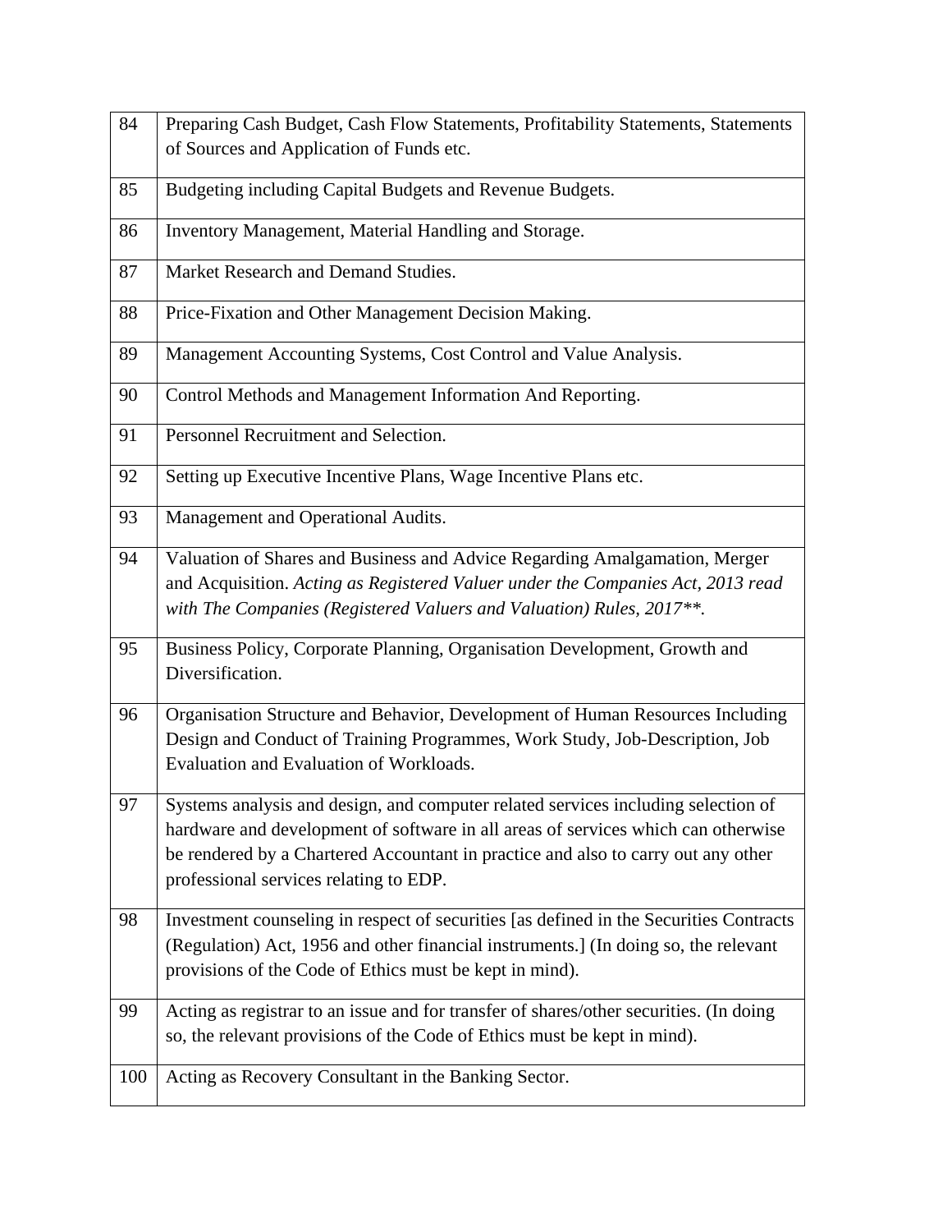| | |
|---|---|
| 84 | Preparing Cash Budget, Cash Flow Statements, Profitability Statements, Statements of Sources and Application of Funds etc. |
| 85 | Budgeting including Capital Budgets and Revenue Budgets. |
| 86 | Inventory Management, Material Handling and Storage. |
| 87 | Market Research and Demand Studies. |
| 88 | Price-Fixation and Other Management Decision Making. |
| 89 | Management Accounting Systems, Cost Control and Value Analysis. |
| 90 | Control Methods and Management Information And Reporting. |
| 91 | Personnel Recruitment and Selection. |
| 92 | Setting up Executive Incentive Plans, Wage Incentive Plans etc. |
| 93 | Management and Operational Audits. |
| 94 | Valuation of Shares and Business and Advice Regarding Amalgamation, Merger and Acquisition. *Acting as Registered Valuer under the Companies Act, 2013 read with The Companies (Registered Valuers and Valuation) Rules, 2017***. |
| 95 | Business Policy, Corporate Planning, Organisation Development, Growth and Diversification. |
| 96 | Organisation Structure and Behavior, Development of Human Resources Including Design and Conduct of Training Programmes, Work Study, Job-Description, Job Evaluation and Evaluation of Workloads. |
| 97 | Systems analysis and design, and computer related services including selection of hardware and development of software in all areas of services which can otherwise be rendered by a Chartered Accountant in practice and also to carry out any other professional services relating to EDP. |
| 98 | Investment counseling in respect of securities [as defined in the Securities Contracts (Regulation) Act, 1956 and other financial instruments.] (In doing so, the relevant provisions of the Code of Ethics must be kept in mind). |
| 99 | Acting as registrar to an issue and for transfer of shares/other securities. (In doing so, the relevant provisions of the Code of Ethics must be kept in mind). |
| 100 | Acting as Recovery Consultant in the Banking Sector. |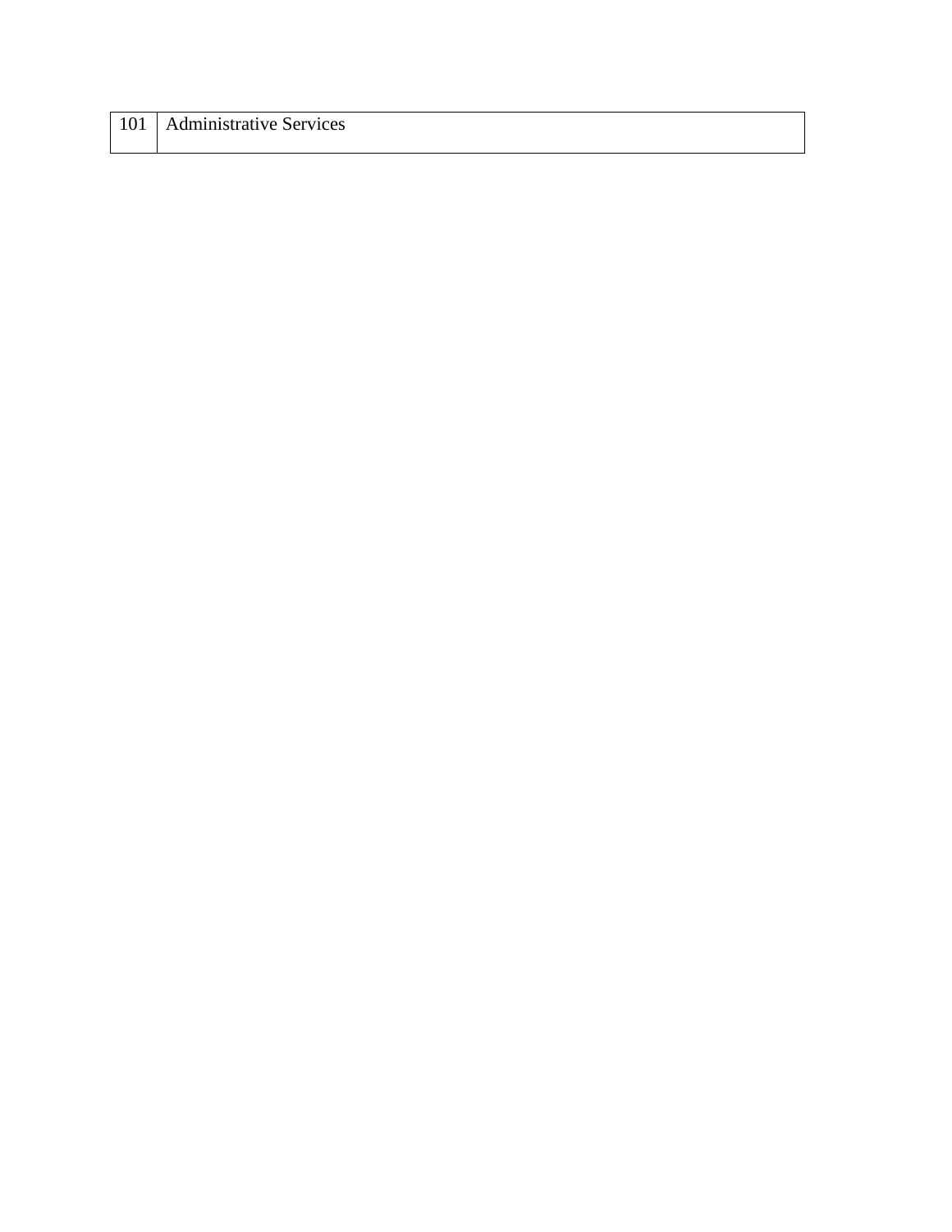| | |
|---|---|
| 101 | Administrative Services |